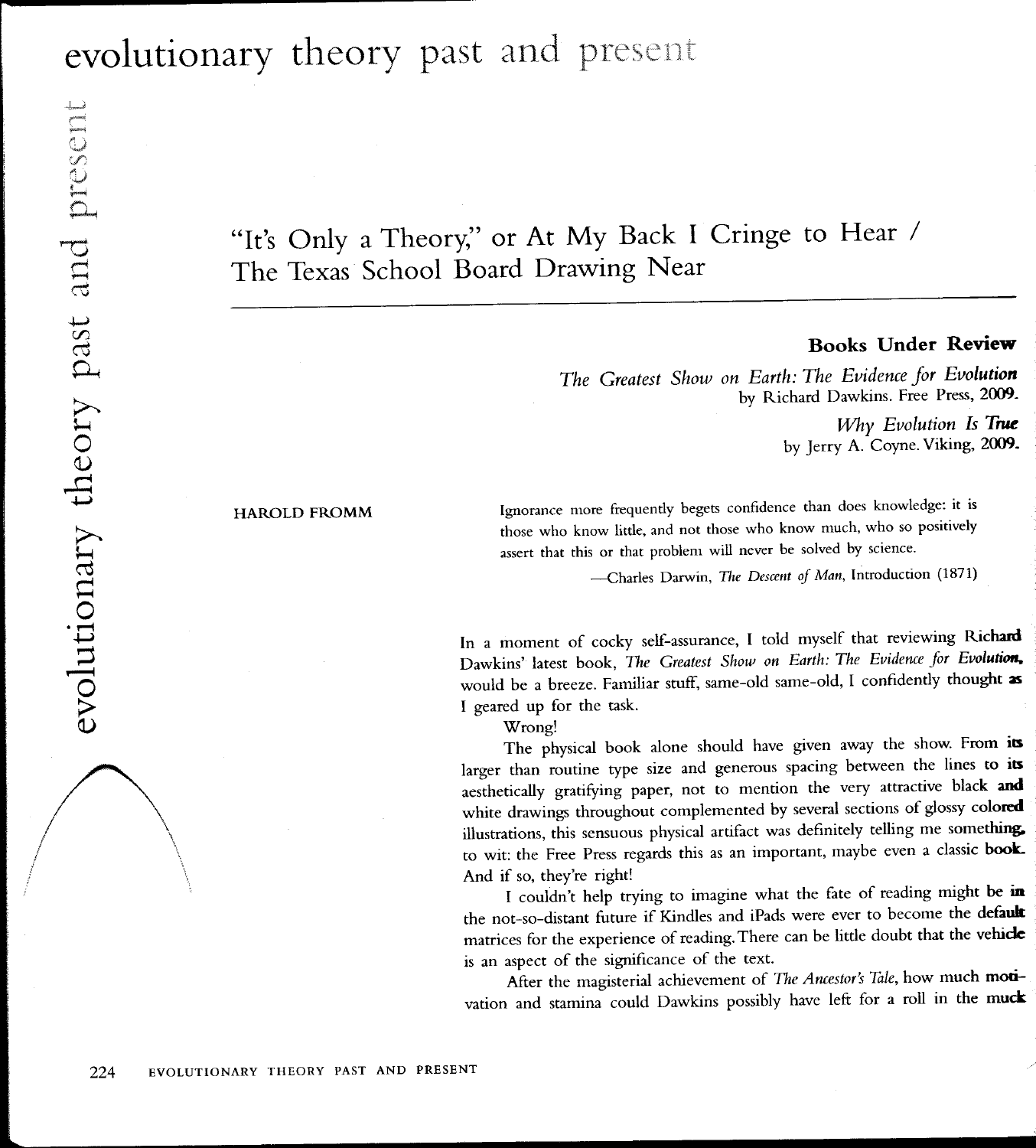# "It's Only a Theory," or At My Back I Cringe to Hear / The Texas School Board Drawing Near

**Books Under Review**

*The Greatest Show on Earth: The Evidence for Evolution*
by Richard Dawkins. Free Press, 2009.

*Why Evolution Is True*
by Jerry A. Coyne. Viking, 2009.

HAROLD FROMM

> Ignorance more frequently begets confidence than does knowledge: it is those who know little, and not those who know much, who so positively assert that this or that problem will never be solved by science.
>
> —Charles Darwin, *The Descent of Man*, Introduction (1871)

In a moment of cocky self-assurance, I told myself that reviewing Richard Dawkins' latest book, *The Greatest Show on Earth: The Evidence for Evolution*, would be a breeze. Familiar stuff, same-old same-old, I confidently thought as I geared up for the task.

Wrong!

The physical book alone should have given away the show. From its larger than routine type size and generous spacing between the lines to its aesthetically gratifying paper, not to mention the very attractive black and white drawings throughout complemented by several sections of glossy colored illustrations, this sensuous physical artifact was definitely telling me something, to wit: the Free Press regards this as an important, maybe even a classic book. And if so, they're right!

I couldn't help trying to imagine what the fate of reading might be in the not-so-distant future if Kindles and iPads were ever to become the default matrices for the experience of reading. There can be little doubt that the vehicle is an aspect of the significance of the text.

After the magisterial achievement of *The Ancestor's Tale*, how much motivation and stamina could Dawkins possibly have left for a roll in the muck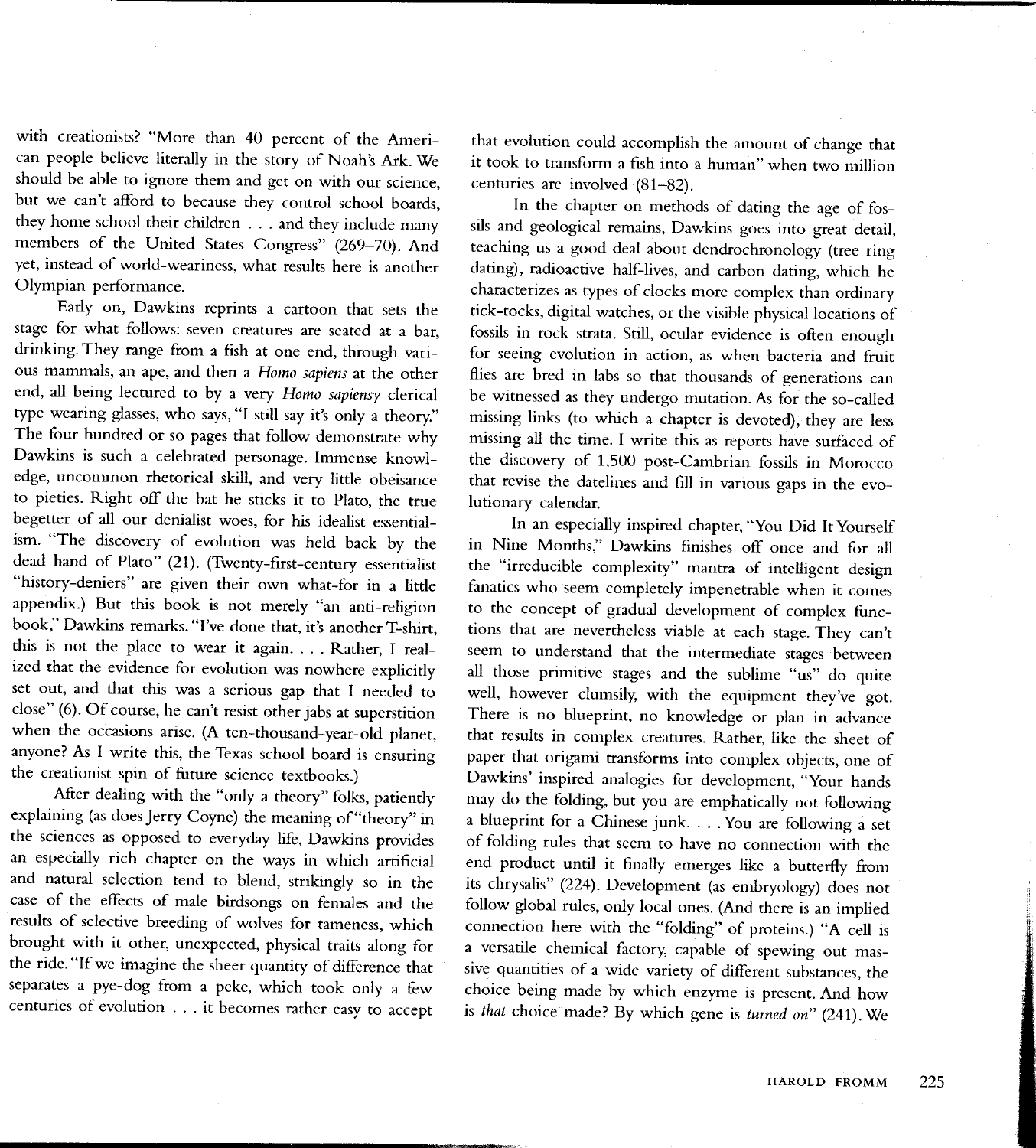with creationists? "More than 40 percent of the American people believe literally in the story of Noah's Ark. We should be able to ignore them and get on with our science, but we can't afford to because they control school boards, they home school their children . . . and they include many members of the United States Congress" (269–70). And yet, instead of world-weariness, what results here is another Olympian performance.

Early on, Dawkins reprints a cartoon that sets the stage for what follows: seven creatures are seated at a bar, drinking. They range from a fish at one end, through various mammals, an ape, and then a *Homo sapiens* at the other end, all being lectured to by a very *Homo sapiensy* clerical type wearing glasses, who says, "I still say it's only a theory." The four hundred or so pages that follow demonstrate why Dawkins is such a celebrated personage. Immense knowledge, uncommon rhetorical skill, and very little obeisance to pieties. Right off the bat he sticks it to Plato, the true begetter of all our denialist woes, for his idealist essentialism. "The discovery of evolution was held back by the dead hand of Plato" (21). (Twenty-first-century essentialist "history-deniers" are given their own what-for in a little appendix.) But this book is not merely "an anti-religion book," Dawkins remarks. "I've done that, it's another T-shirt, this is not the place to wear it again. . . . Rather, I realized that the evidence for evolution was nowhere explicitly set out, and that this was a serious gap that I needed to close" (6). Of course, he can't resist other jabs at superstition when the occasions arise. (A ten-thousand-year-old planet, anyone? As I write this, the Texas school board is ensuring the creationist spin of future science textbooks.)

After dealing with the "only a theory" folks, patiently explaining (as does Jerry Coyne) the meaning of "theory" in the sciences as opposed to everyday life, Dawkins provides an especially rich chapter on the ways in which artificial and natural selection tend to blend, strikingly so in the case of the effects of male birdsongs on females and the results of selective breeding of wolves for tameness, which brought with it other, unexpected, physical traits along for the ride. "If we imagine the sheer quantity of difference that separates a pye-dog from a peke, which took only a few centuries of evolution . . . it becomes rather easy to accept that evolution could accomplish the amount of change that it took to transform a fish into a human" when two million centuries are involved (81–82).

In the chapter on methods of dating the age of fossils and geological remains, Dawkins goes into great detail, teaching us a good deal about dendrochronology (tree ring dating), radioactive half-lives, and carbon dating, which he characterizes as types of clocks more complex than ordinary tick-tocks, digital watches, or the visible physical locations of fossils in rock strata. Still, ocular evidence is often enough for seeing evolution in action, as when bacteria and fruit flies are bred in labs so that thousands of generations can be witnessed as they undergo mutation. As for the so-called missing links (to which a chapter is devoted), they are less missing all the time. I write this as reports have surfaced of the discovery of 1,500 post-Cambrian fossils in Morocco that revise the datelines and fill in various gaps in the evolutionary calendar.

In an especially inspired chapter, "You Did It Yourself in Nine Months," Dawkins finishes off once and for all the "irreducible complexity" mantra of intelligent design fanatics who seem completely impenetrable when it comes to the concept of gradual development of complex functions that are nevertheless viable at each stage. They can't seem to understand that the intermediate stages between all those primitive stages and the sublime "us" do quite well, however clumsily, with the equipment they've got. There is no blueprint, no knowledge or plan in advance that results in complex creatures. Rather, like the sheet of paper that origami transforms into complex objects, one of Dawkins' inspired analogies for development, "Your hands may do the folding, but you are emphatically not following a blueprint for a Chinese junk. . . . You are following a set of folding rules that seem to have no connection with the end product until it finally emerges like a butterfly from its chrysalis" (224). Development (as embryology) does not follow global rules, only local ones. (And there is an implied connection here with the "folding" of proteins.) "A cell is a versatile chemical factory, capable of spewing out massive quantities of a wide variety of different substances, the choice being made by which enzyme is present. And how is *that* choice made? By which gene is *turned on*" (241). We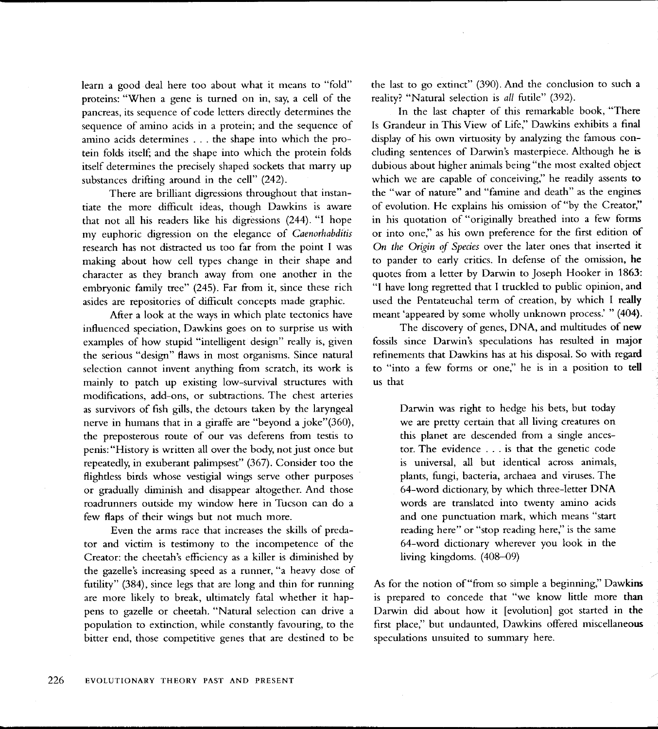learn a good deal here too about what it means to "fold" proteins: "When a gene is turned on in, say, a cell of the pancreas, its sequence of code letters directly determines the sequence of amino acids in a protein; and the sequence of amino acids determines . . . the shape into which the protein folds itself; and the shape into which the protein folds itself determines the precisely shaped sockets that marry up substances drifting around in the cell" (242).

There are brilliant digressions throughout that instantiate the more difficult ideas, though Dawkins is aware that not all his readers like his digressions (244). "I hope my euphoric digression on the elegance of *Caenorhabditis* research has not distracted us too far from the point I was making about how cell types change in their shape and character as they branch away from one another in the embryonic family tree" (245). Far from it, since these rich asides are repositories of difficult concepts made graphic.

After a look at the ways in which plate tectonics have influenced speciation, Dawkins goes on to surprise us with examples of how stupid "intelligent design" really is, given the serious "design" flaws in most organisms. Since natural selection cannot invent anything from scratch, its work is mainly to patch up existing low-survival structures with modifications, add-ons, or subtractions. The chest arteries as survivors of fish gills, the detours taken by the laryngeal nerve in humans that in a giraffe are "beyond a joke"(360), the preposterous route of our vas deferens from testis to penis: "History is written all over the body, not just once but repeatedly, in exuberant palimpsest" (367). Consider too the flightless birds whose vestigial wings serve other purposes or gradually diminish and disappear altogether. And those roadrunners outside my window here in Tucson can do a few flaps of their wings but not much more.

Even the arms race that increases the skills of predator and victim is testimony to the incompetence of the Creator: the cheetah's efficiency as a killer is diminished by the gazelle's increasing speed as a runner, "a heavy dose of futility" (384), since legs that are long and thin for running are more likely to break, ultimately fatal whether it happens to gazelle or cheetah. "Natural selection can drive a population to extinction, while constantly favouring, to the bitter end, those competitive genes that are destined to be the last to go extinct" (390). And the conclusion to such a reality? "Natural selection is *all* futile" (392).

In the last chapter of this remarkable book, "There Is Grandeur in This View of Life," Dawkins exhibits a final display of his own virtuosity by analyzing the famous concluding sentences of Darwin's masterpiece. Although he is dubious about higher animals being "the most exalted object which we are capable of conceiving," he readily assents to the "war of nature" and "famine and death" as the engines of evolution. He explains his omission of "by the Creator," in his quotation of "originally breathed into a few forms or into one," as his own preference for the first edition of *On the Origin of Species* over the later ones that inserted it to pander to early critics. In defense of the omission, he quotes from a letter by Darwin to Joseph Hooker in 1863: "I have long regretted that I truckled to public opinion, and used the Pentateuchal term of creation, by which I really meant 'appeared by some wholly unknown process.' " (404).

The discovery of genes, DNA, and multitudes of new fossils since Darwin's speculations has resulted in major refinements that Dawkins has at his disposal. So with regard to "into a few forms or one," he is in a position to tell us that

> Darwin was right to hedge his bets, but today we are pretty certain that all living creatures on this planet are descended from a single ancestor. The evidence . . . is that the genetic code is universal, all but identical across animals, plants, fungi, bacteria, archaea and viruses. The 64-word dictionary, by which three-letter DNA words are translated into twenty amino acids and one punctuation mark, which means "start reading here" or "stop reading here," is the same 64-word dictionary wherever you look in the living kingdoms. (408–09)

As for the notion of "from so simple a beginning," Dawkins is prepared to concede that "we know little more than Darwin did about how it [evolution] got started in the first place," but undaunted, Dawkins offered miscellaneous speculations unsuited to summary here.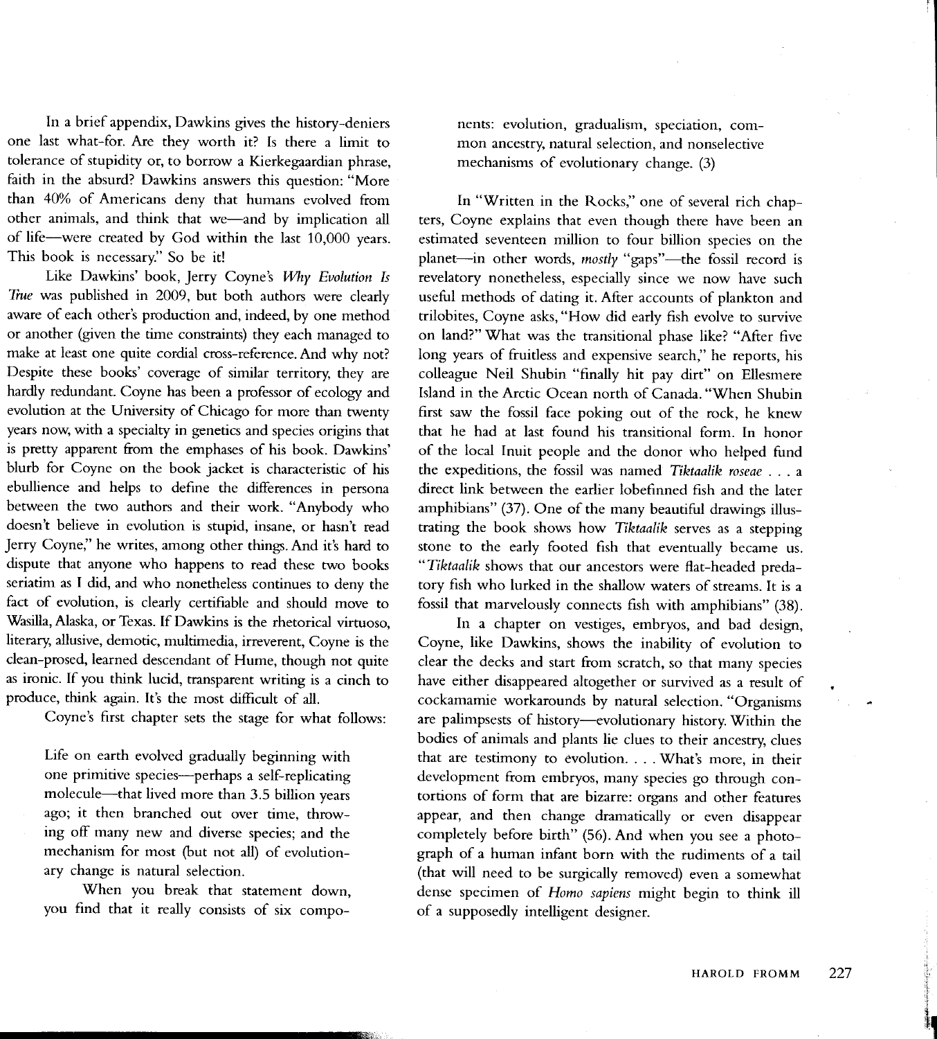In a brief appendix, Dawkins gives the history-deniers one last what-for. Are they worth it? Is there a limit to tolerance of stupidity or, to borrow a Kierkegaardian phrase, faith in the absurd? Dawkins answers this question: "More than 40% of Americans deny that humans evolved from other animals, and think that we—and by implication all of life—were created by God within the last 10,000 years. This book is necessary." So be it!

Like Dawkins' book, Jerry Coyne's *Why Evolution Is True* was published in 2009, but both authors were clearly aware of each other's production and, indeed, by one method or another (given the time constraints) they each managed to make at least one quite cordial cross-reference. And why not? Despite these books' coverage of similar territory, they are hardly redundant. Coyne has been a professor of ecology and evolution at the University of Chicago for more than twenty years now, with a specialty in genetics and species origins that is pretty apparent from the emphases of his book. Dawkins' blurb for Coyne on the book jacket is characteristic of his ebullience and helps to define the differences in persona between the two authors and their work. "Anybody who doesn't believe in evolution is stupid, insane, or hasn't read Jerry Coyne," he writes, among other things. And it's hard to dispute that anyone who happens to read these two books seriatim as I did, and who nonetheless continues to deny the fact of evolution, is clearly certifiable and should move to Wasilla, Alaska, or Texas. If Dawkins is the rhetorical virtuoso, literary, allusive, demotic, multimedia, irreverent, Coyne is the clean-prosed, learned descendant of Hume, though not quite as ironic. If you think lucid, transparent writing is a cinch to produce, think again. It's the most difficult of all.

Coyne's first chapter sets the stage for what follows:

> Life on earth evolved gradually beginning with one primitive species—perhaps a self-replicating molecule—that lived more than 3.5 billion years ago; it then branched out over time, throwing off many new and diverse species; and the mechanism for most (but not all) of evolutionary change is natural selection.
>
> When you break that statement down, you find that it really consists of six components: evolution, gradualism, speciation, common ancestry, natural selection, and nonselective mechanisms of evolutionary change. (3)

In "Written in the Rocks," one of several rich chapters, Coyne explains that even though there have been an estimated seventeen million to four billion species on the planet—in other words, *mostly* "gaps"—the fossil record is revelatory nonetheless, especially since we now have such useful methods of dating it. After accounts of plankton and trilobites, Coyne asks, "How did early fish evolve to survive on land?" What was the transitional phase like? "After five long years of fruitless and expensive search," he reports, his colleague Neil Shubin "finally hit pay dirt" on Ellesmere Island in the Arctic Ocean north of Canada. "When Shubin first saw the fossil face poking out of the rock, he knew that he had at last found his transitional form. In honor of the local Inuit people and the donor who helped fund the expeditions, the fossil was named *Tiktaalik roseae* . . . a direct link between the earlier lobefinned fish and the later amphibians" (37). One of the many beautiful drawings illustrating the book shows how *Tiktaalik* serves as a stepping stone to the early footed fish that eventually became us. "*Tiktaalik* shows that our ancestors were flat-headed predatory fish who lurked in the shallow waters of streams. It is a fossil that marvelously connects fish with amphibians" (38).

In a chapter on vestiges, embryos, and bad design, Coyne, like Dawkins, shows the inability of evolution to clear the decks and start from scratch, so that many species have either disappeared altogether or survived as a result of cockamamie workarounds by natural selection. "Organisms are palimpsests of history—evolutionary history. Within the bodies of animals and plants lie clues to their ancestry, clues that are testimony to evolution. . . . What's more, in their development from embryos, many species go through contortions of form that are bizarre: organs and other features appear, and then change dramatically or even disappear completely before birth" (56). And when you see a photograph of a human infant born with the rudiments of a tail (that will need to be surgically removed) even a somewhat dense specimen of *Homo sapiens* might begin to think ill of a supposedly intelligent designer.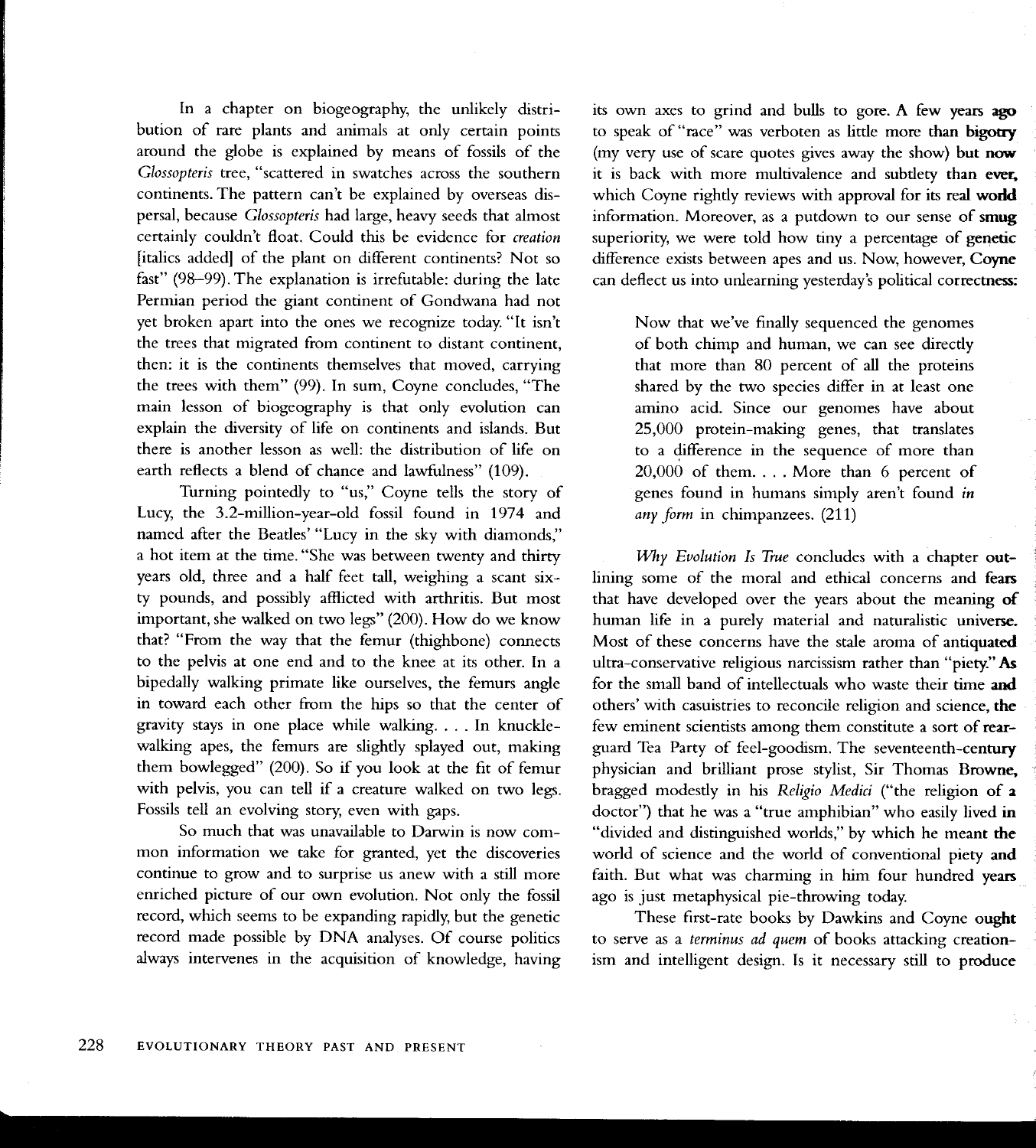In a chapter on biogeography, the unlikely distribution of rare plants and animals at only certain points around the globe is explained by means of fossils of the *Glossopteris* tree, "scattered in swatches across the southern continents. The pattern can't be explained by overseas dispersal, because *Glossopteris* had large, heavy seeds that almost certainly couldn't float. Could this be evidence for *creation* [italics added] of the plant on different continents? Not so fast" (98–99). The explanation is irrefutable: during the late Permian period the giant continent of Gondwana had not yet broken apart into the ones we recognize today. "It isn't the trees that migrated from continent to distant continent, then: it is the continents themselves that moved, carrying the trees with them" (99). In sum, Coyne concludes, "The main lesson of biogeography is that only evolution can explain the diversity of life on continents and islands. But there is another lesson as well: the distribution of life on earth reflects a blend of chance and lawfulness" (109).

Turning pointedly to "us," Coyne tells the story of Lucy, the 3.2-million-year-old fossil found in 1974 and named after the Beatles' "Lucy in the sky with diamonds," a hot item at the time. "She was between twenty and thirty years old, three and a half feet tall, weighing a scant sixty pounds, and possibly afflicted with arthritis. But most important, she walked on two legs" (200). How do we know that? "From the way that the femur (thighbone) connects to the pelvis at one end and to the knee at its other. In a bipedally walking primate like ourselves, the femurs angle in toward each other from the hips so that the center of gravity stays in one place while walking. . . . In knuckle-walking apes, the femurs are slightly splayed out, making them bowlegged" (200). So if you look at the fit of femur with pelvis, you can tell if a creature walked on two legs. Fossils tell an evolving story, even with gaps.

So much that was unavailable to Darwin is now common information we take for granted, yet the discoveries continue to grow and to surprise us anew with a still more enriched picture of our own evolution. Not only the fossil record, which seems to be expanding rapidly, but the genetic record made possible by DNA analyses. Of course politics always intervenes in the acquisition of knowledge, having its own axes to grind and bulls to gore. A few years ago to speak of "race" was verboten as little more than bigotry (my very use of scare quotes gives away the show) but now it is back with more multivalence and subtlety than ever, which Coyne rightly reviews with approval for its real world information. Moreover, as a putdown to our sense of smug superiority, we were told how tiny a percentage of genetic difference exists between apes and us. Now, however, Coyne can deflect us into unlearning yesterday's political correctness:

> Now that we've finally sequenced the genomes of both chimp and human, we can see directly that more than 80 percent of all the proteins shared by the two species differ in at least one amino acid. Since our genomes have about 25,000 protein-making genes, that translates to a difference in the sequence of more than 20,000 of them. . . . More than 6 percent of genes found in humans simply aren't found *in any form* in chimpanzees. (211)

*Why Evolution Is True* concludes with a chapter outlining some of the moral and ethical concerns and fears that have developed over the years about the meaning of human life in a purely material and naturalistic universe. Most of these concerns have the stale aroma of antiquated ultra-conservative religious narcissism rather than "piety." As for the small band of intellectuals who waste their time and others' with casuistries to reconcile religion and science, the few eminent scientists among them constitute a sort of rear-guard Tea Party of feel-goodism. The seventeenth-century physician and brilliant prose stylist, Sir Thomas Browne, bragged modestly in his *Religio Medici* ("the religion of a doctor") that he was a "true amphibian" who easily lived in "divided and distinguished worlds," by which he meant the world of science and the world of conventional piety and faith. But what was charming in him four hundred years ago is just metaphysical pie-throwing today.

These first-rate books by Dawkins and Coyne ought to serve as a *terminus ad quem* of books attacking creationism and intelligent design. Is it necessary still to produce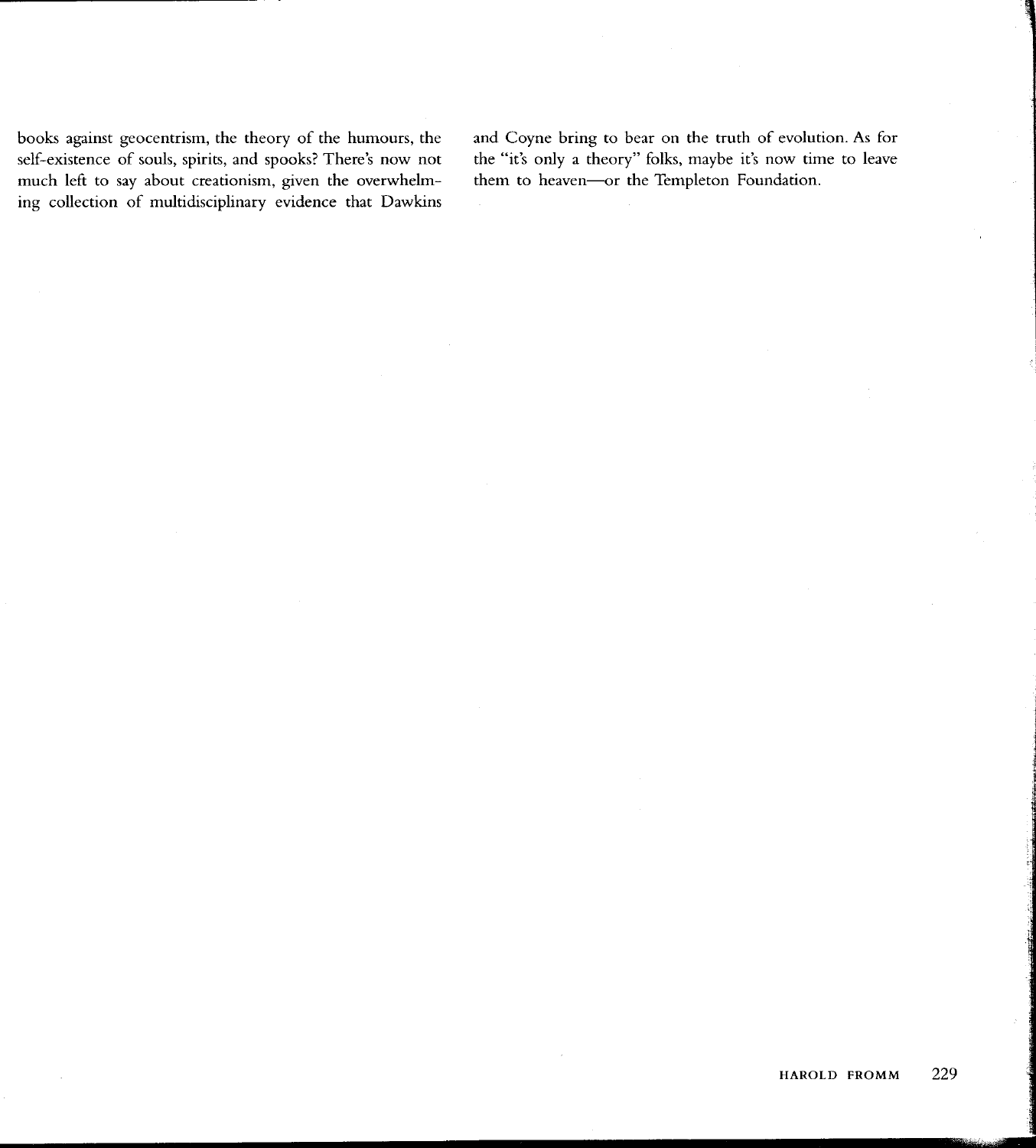books against geocentrism, the theory of the humours, the self-existence of souls, spirits, and spooks? There's now not much left to say about creationism, given the overwhelming collection of multidisciplinary evidence that Dawkins and Coyne bring to bear on the truth of evolution. As for the "it's only a theory" folks, maybe it's now time to leave them to heaven—or the Templeton Foundation.